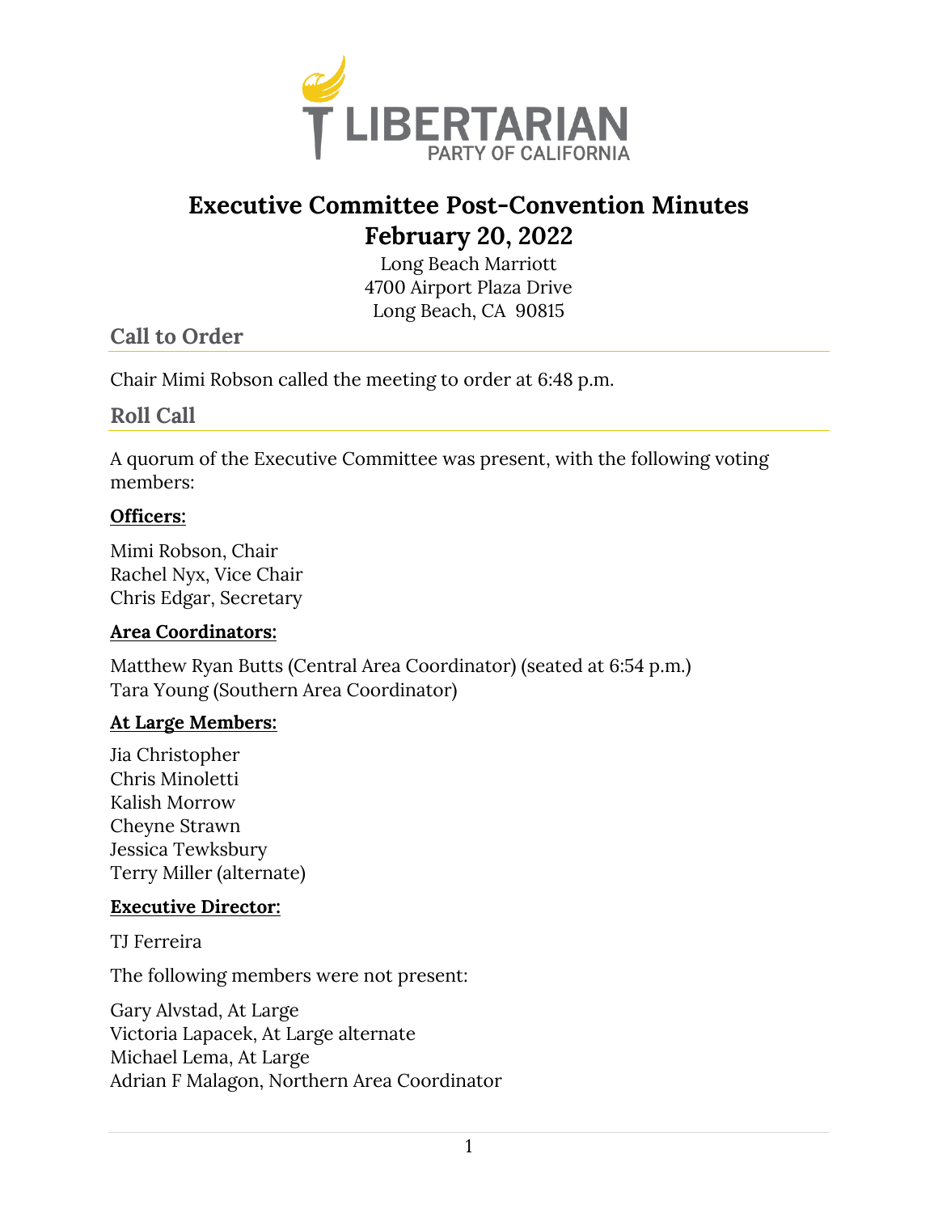# Executive Committee Post-Convention Minutes
# February 20, 2022

Long Beach Marriott
4700 Airport Plaza Drive
Long Beach, CA 90815

## Call to Order

Chair Mimi Robson called the meeting to order at 6:48 p.m.

## Roll Call

A quorum of the Executive Committee was present, with the following voting members:

**Officers:**

Mimi Robson, Chair
Rachel Nyx, Vice Chair
Chris Edgar, Secretary

**Area Coordinators:**

Matthew Ryan Butts (Central Area Coordinator) (seated at 6:54 p.m.)
Tara Young (Southern Area Coordinator)

**At Large Members:**

Jia Christopher
Chris Minoletti
Kalish Morrow
Cheyne Strawn
Jessica Tewksbury
Terry Miller (alternate)

**Executive Director:**

TJ Ferreira

The following members were not present:

Gary Alvstad, At Large
Victoria Lapacek, At Large alternate
Michael Lema, At Large
Adrian F Malagon, Northern Area Coordinator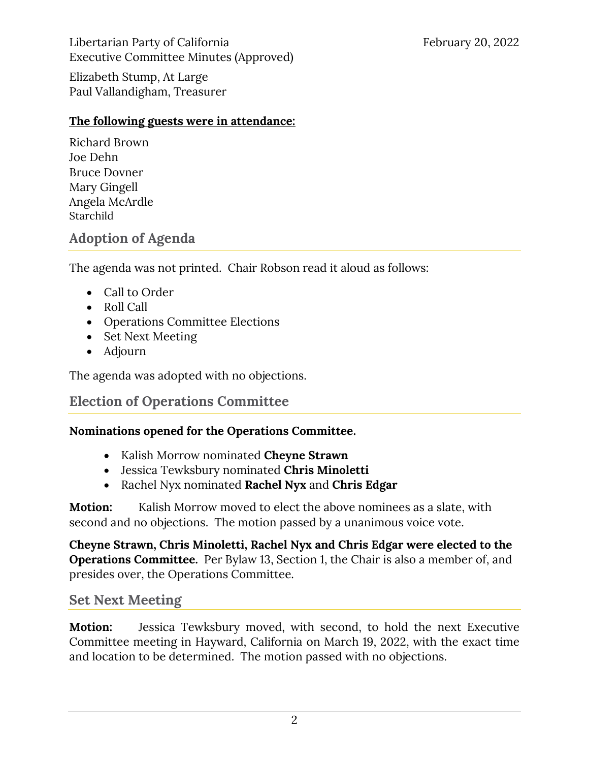Elizabeth Stump, At Large
Paul Vallandigham, Treasurer

**The following guests were in attendance:**

Richard Brown
Joe Dehn
Bruce Dovner
Mary Gingell
Angela McArdle
Starchild

## Adoption of Agenda

The agenda was not printed.  Chair Robson read it aloud as follows:

- Call to Order
- Roll Call
- Operations Committee Elections
- Set Next Meeting
- Adjourn

The agenda was adopted with no objections.

## Election of Operations Committee

**Nominations opened for the Operations Committee.**

- Kalish Morrow nominated **Cheyne Strawn**
- Jessica Tewksbury nominated **Chris Minoletti**
- Rachel Nyx nominated **Rachel Nyx** and **Chris Edgar**

**Motion:** Kalish Morrow moved to elect the above nominees as a slate, with second and no objections.  The motion passed by a unanimous voice vote.

**Cheyne Strawn, Chris Minoletti, Rachel Nyx and Chris Edgar were elected to the Operations Committee.**  Per Bylaw 13, Section 1, the Chair is also a member of, and presides over, the Operations Committee.

## Set Next Meeting

**Motion:** Jessica Tewksbury moved, with second, to hold the next Executive Committee meeting in Hayward, California on March 19, 2022, with the exact time and location to be determined.  The motion passed with no objections.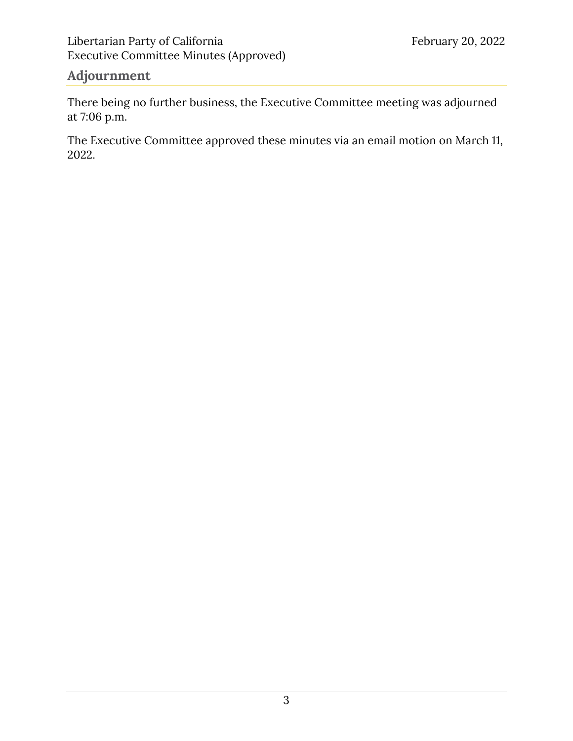## Adjournment

There being no further business, the Executive Committee meeting was adjourned at 7:06 p.m.

The Executive Committee approved these minutes via an email motion on March 11, 2022.